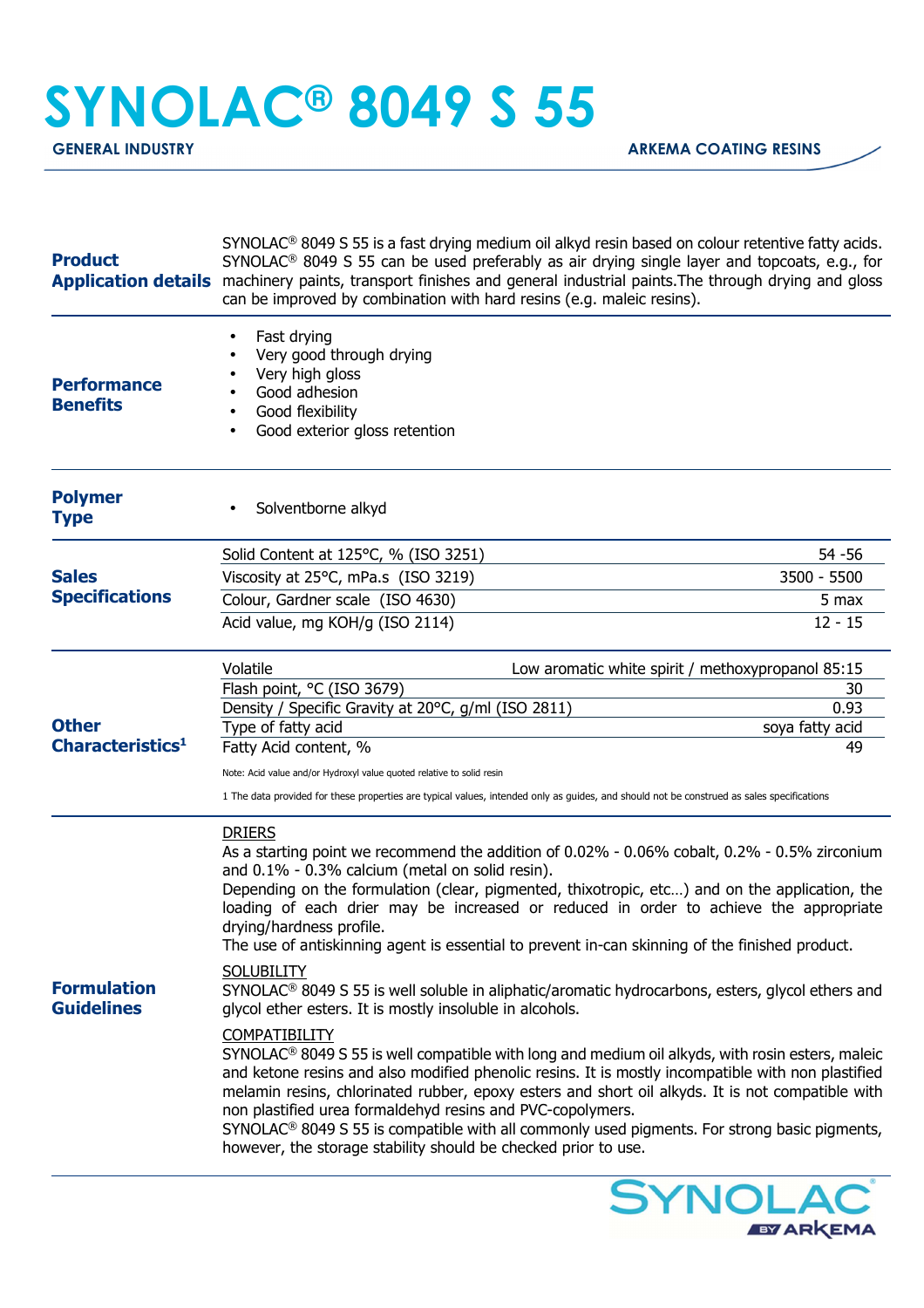# SYNOLAC® 8049 S 55

**GENERAL INDUSTRY** — **ARKEMA COATING RESINS**

## Product Application details

SYNOLAC® 8049 S 55 is a fast drying medium oil alkyd resin based on colour retentive fatty acids. SYNOLAC® 8049 S 55 can be used preferably as air drying single layer and topcoats, e.g., for machinery paints, transport finishes and general industrial paints.The through drying and gloss can be improved by combination with hard resins (e.g. maleic resins).

## Performance Benefits

- Fast drying
- Very good through drying
- Very high gloss
- Good adhesion
- Good flexibility
- Good exterior gloss retention

## Polymer Type

- Solventborne alkyd

## Sales Specifications

| Property | Value |
|---|---|
| Solid Content at 125°C, % (ISO 3251) | 54 -56 |
| Viscosity at 25°C, mPa.s (ISO 3219) | 3500 - 5500 |
| Colour, Gardner scale (ISO 4630) | 5 max |
| Acid value, mg KOH/g (ISO 2114) | 12 - 15 |

## Other Characteristics[1]

| Property | Value |
|---|---|
| Volatile | Low aromatic white spirit / methoxypropanol 85:15 |
| Flash point, °C (ISO 3679) | 30 |
| Density / Specific Gravity at 20°C, g/ml (ISO 2811) | 0.93 |
| Type of fatty acid | soya fatty acid |
| Fatty Acid content, % | 49 |

Note: Acid value and/or Hydroxyl value quoted relative to solid resin

1 The data provided for these properties are typical values, intended only as guides, and should not be construed as sales specifications

## Formulation Guidelines

DRIERS

As a starting point we recommend the addition of 0.02% - 0.06% cobalt, 0.2% - 0.5% zirconium and 0.1% - 0.3% calcium (metal on solid resin).

Depending on the formulation (clear, pigmented, thixotropic, etc…) and on the application, the loading of each drier may be increased or reduced in order to achieve the appropriate drying/hardness profile.

The use of antiskinning agent is essential to prevent in-can skinning of the finished product.

SOLUBILITY

SYNOLAC® 8049 S 55 is well soluble in aliphatic/aromatic hydrocarbons, esters, glycol ethers and glycol ether esters. It is mostly insoluble in alcohols.

COMPATIBILITY

SYNOLAC® 8049 S 55 is well compatible with long and medium oil alkyds, with rosin esters, maleic and ketone resins and also modified phenolic resins. It is mostly incompatible with non plastified melamin resins, chlorinated rubber, epoxy esters and short oil alkyds. It is not compatible with non plastified urea formaldehyd resins and PVC-copolymers.

SYNOLAC® 8049 S 55 is compatible with all commonly used pigments. For strong basic pigments, however, the storage stability should be checked prior to use.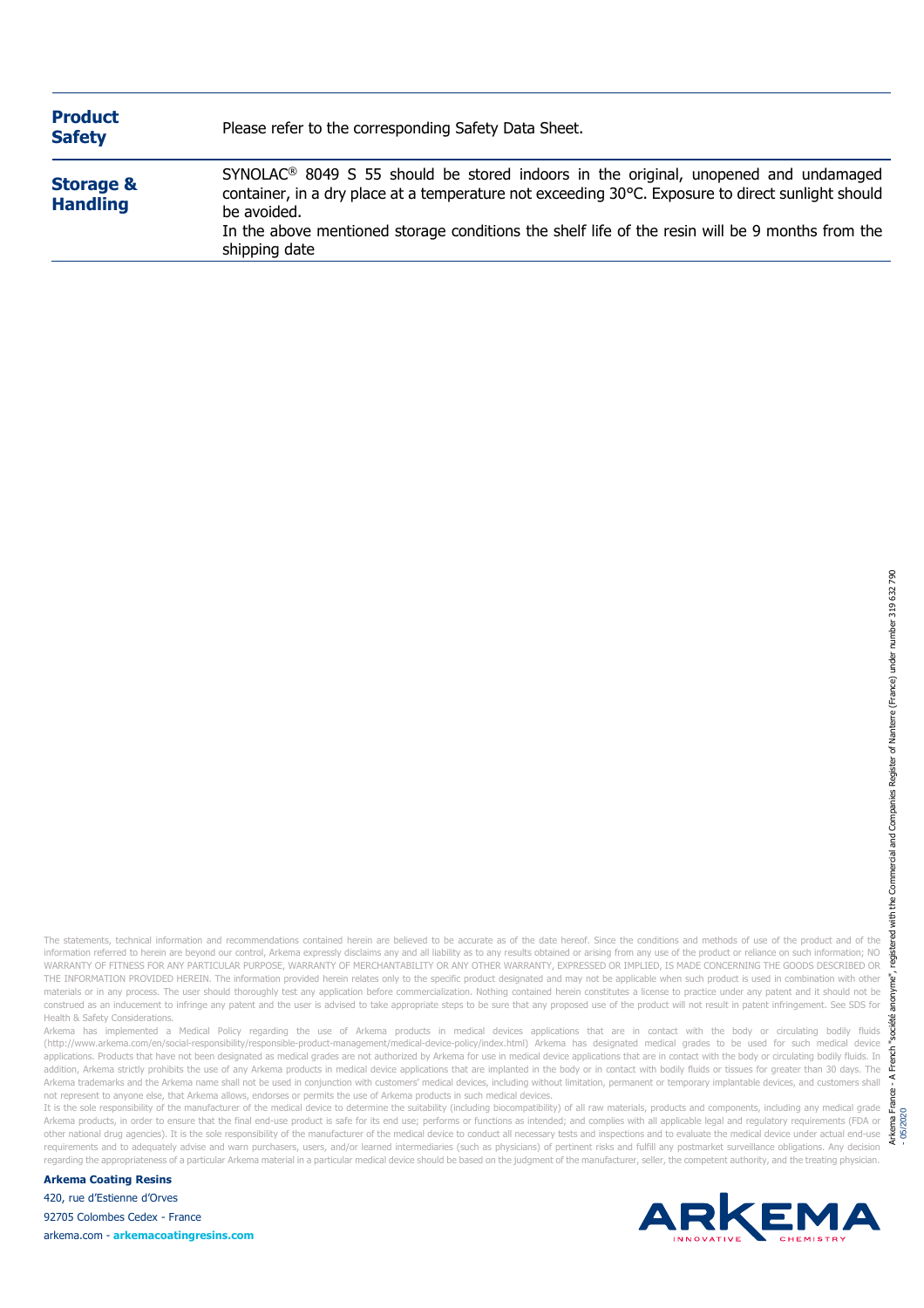| | |
|---|---|
| **Product Safety** | Please refer to the corresponding Safety Data Sheet. |
| **Storage & Handling** | SYNOLAC® 8049 S 55 should be stored indoors in the original, unopened and undamaged container, in a dry place at a temperature not exceeding 30°C. Exposure to direct sunlight should be avoided.<br>In the above mentioned storage conditions the shelf life of the resin will be 9 months from the shipping date |

The statements, technical information and recommendations contained herein are believed to be accurate as of the date hereof. Since the conditions and methods of use of the product and of the information referred to herein are beyond our control, Arkema expressly disclaims any and all liability as to any results obtained or arising from any use of the product or reliance on such information; NO WARRANTY OF FITNESS FOR ANY PARTICULAR PURPOSE, WARRANTY OF MERCHANTABILITY OR ANY OTHER WARRANTY, EXPRESSED OR IMPLIED, IS MADE CONCERNING THE GOODS DESCRIBED OR THE INFORMATION PROVIDED HEREIN. The information provided herein relates only to the specific product designated and may not be applicable when such product is used in combination with other materials or in any process. The user should thoroughly test any application before commercialization. Nothing contained herein constitutes a license to practice under any patent and it should not be construed as an inducement to infringe any patent and the user is advised to take appropriate steps to be sure that any proposed use of the product will not result in patent infringement. See SDS for Health & Safety Considerations.

Arkema has implemented a Medical Policy regarding the use of Arkema products in medical devices applications that are in contact with the body or circulating bodily fluids (http://www.arkema.com/en/social-responsibility/responsible-product-management/medical-device-policy/index.html) Arkema has designated medical grades to be used for such medical device applications. Products that have not been designated as medical grades are not authorized by Arkema for use in medical device applications that are in contact with the body or circulating bodily fluids. In addition, Arkema strictly prohibits the use of any Arkema products in medical device applications that are implanted in the body or in contact with bodily fluids or tissues for greater than 30 days. The Arkema trademarks and the Arkema name shall not be used in conjunction with customers' medical devices, including without limitation, permanent or temporary implantable devices, and customers shall not represent to anyone else, that Arkema allows, endorses or permits the use of Arkema products in such medical devices.

It is the sole responsibility of the manufacturer of the medical device to determine the suitability (including biocompatibility) of all raw materials, products and components, including any medical grade Arkema products, in order to ensure that the final end-use product is safe for its end use; performs or functions as intended; and complies with all applicable legal and regulatory requirements (FDA or other national drug agencies). It is the sole responsibility of the manufacturer of the medical device to conduct all necessary tests and inspections and to evaluate the medical device under actual end-use requirements and to adequately advise and warn purchasers, users, and/or learned intermediaries (such as physicians) of pertinent risks and fulfill any postmarket surveillance obligations. Any decision regarding the appropriateness of a particular Arkema material in a particular medical device should be based on the judgment of the manufacturer, seller, the competent authority, and the treating physician.

**Arkema Coating Resins**
420, rue d'Estienne d'Orves
92705 Colombes Cedex - France
arkema.com - **arkemacoatingresins.com**

ARKEMA INNOVATIVE CHEMISTRY

Arkema France - A French "société anonyme", registered with the Commercial and Companies Register of Nanterre (France) under number 319 632 790 - 05/2020